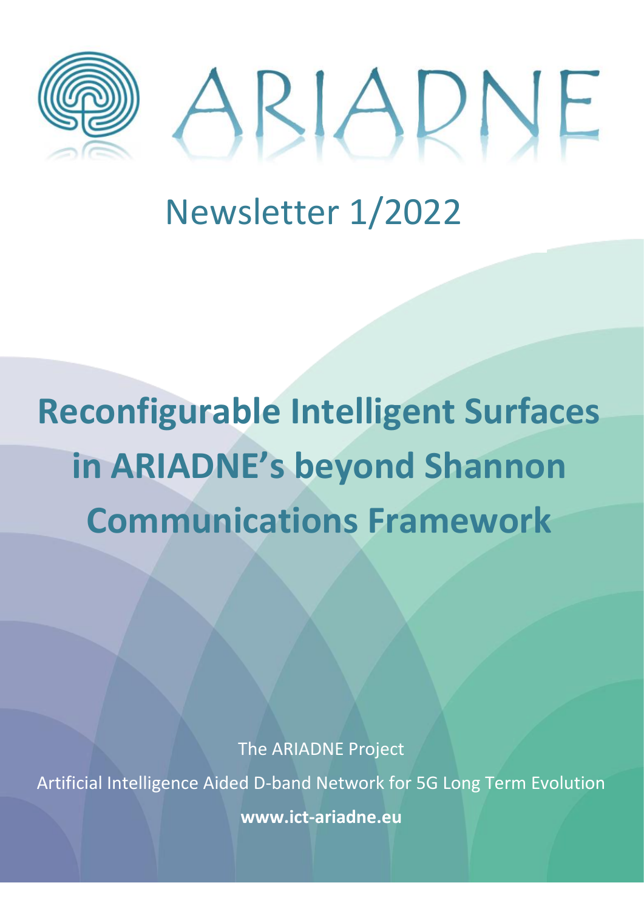# ARIADNE

## Newsletter 1/2022

# Reconfigurable Intelligent Surfaces in ARIADNE's beyond Shannon Communications Framework

The ARIADNE Project

Artificial Intelligence Aided D-band Network for 5G Long Term Evolution

**www.ict-ariadne.eu**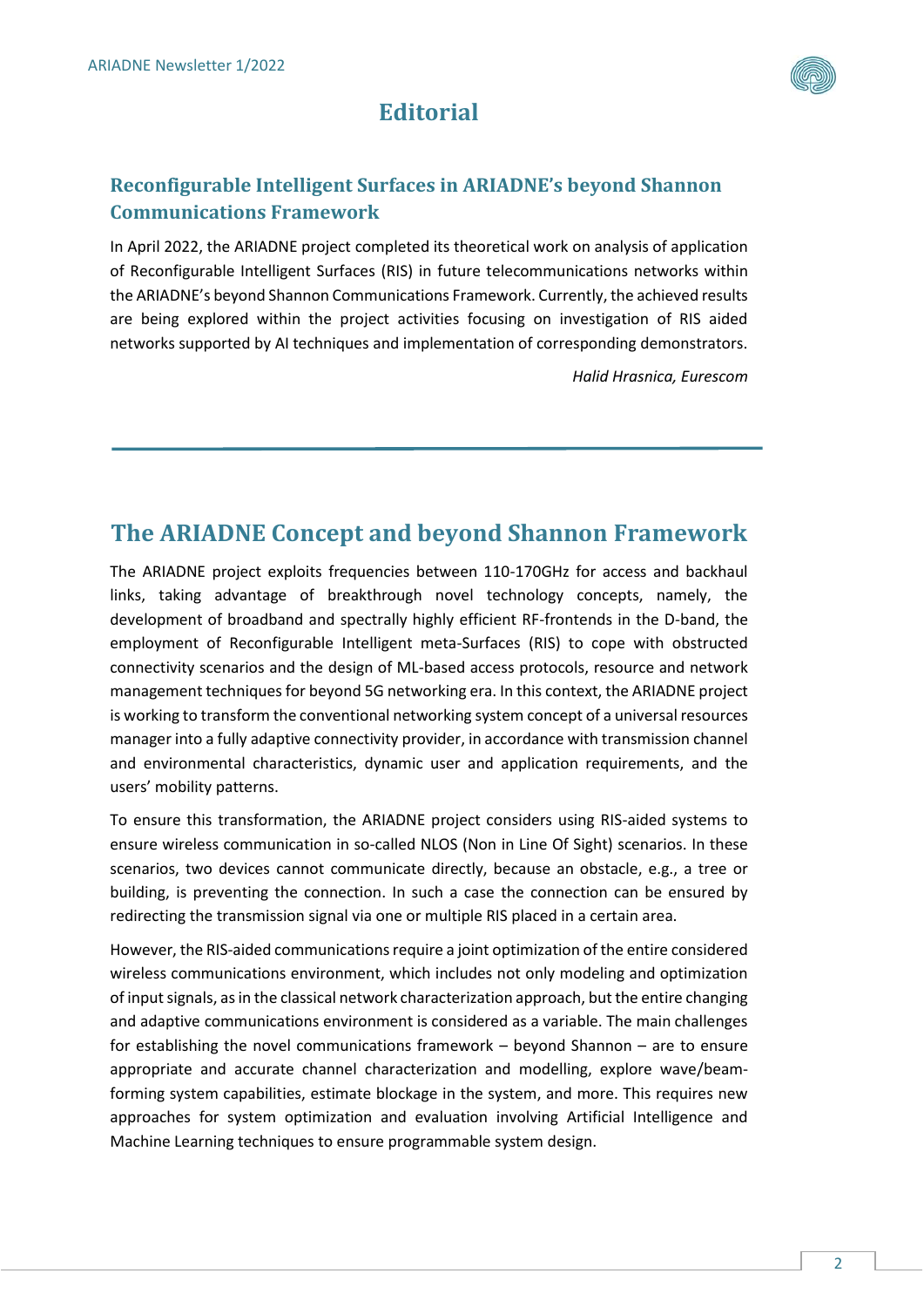# Editorial

## Reconfigurable Intelligent Surfaces in ARIADNE's beyond Shannon Communications Framework

In April 2022, the ARIADNE project completed its theoretical work on analysis of application of Reconfigurable Intelligent Surfaces (RIS) in future telecommunications networks within the ARIADNE's beyond Shannon Communications Framework. Currently, the achieved results are being explored within the project activities focusing on investigation of RIS aided networks supported by AI techniques and implementation of corresponding demonstrators.

*Halid Hrasnica, Eurescom*

---

# The ARIADNE Concept and beyond Shannon Framework

The ARIADNE project exploits frequencies between 110-170GHz for access and backhaul links, taking advantage of breakthrough novel technology concepts, namely, the development of broadband and spectrally highly efficient RF-frontends in the D-band, the employment of Reconfigurable Intelligent meta-Surfaces (RIS) to cope with obstructed connectivity scenarios and the design of ML-based access protocols, resource and network management techniques for beyond 5G networking era. In this context, the ARIADNE project is working to transform the conventional networking system concept of a universal resources manager into a fully adaptive connectivity provider, in accordance with transmission channel and environmental characteristics, dynamic user and application requirements, and the users' mobility patterns.

To ensure this transformation, the ARIADNE project considers using RIS-aided systems to ensure wireless communication in so-called NLOS (Non in Line Of Sight) scenarios. In these scenarios, two devices cannot communicate directly, because an obstacle, e.g., a tree or building, is preventing the connection. In such a case the connection can be ensured by redirecting the transmission signal via one or multiple RIS placed in a certain area.

However, the RIS-aided communications require a joint optimization of the entire considered wireless communications environment, which includes not only modeling and optimization of input signals, as in the classical network characterization approach, but the entire changing and adaptive communications environment is considered as a variable. The main challenges for establishing the novel communications framework – beyond Shannon – are to ensure appropriate and accurate channel characterization and modelling, explore wave/beam-forming system capabilities, estimate blockage in the system, and more. This requires new approaches for system optimization and evaluation involving Artificial Intelligence and Machine Learning techniques to ensure programmable system design.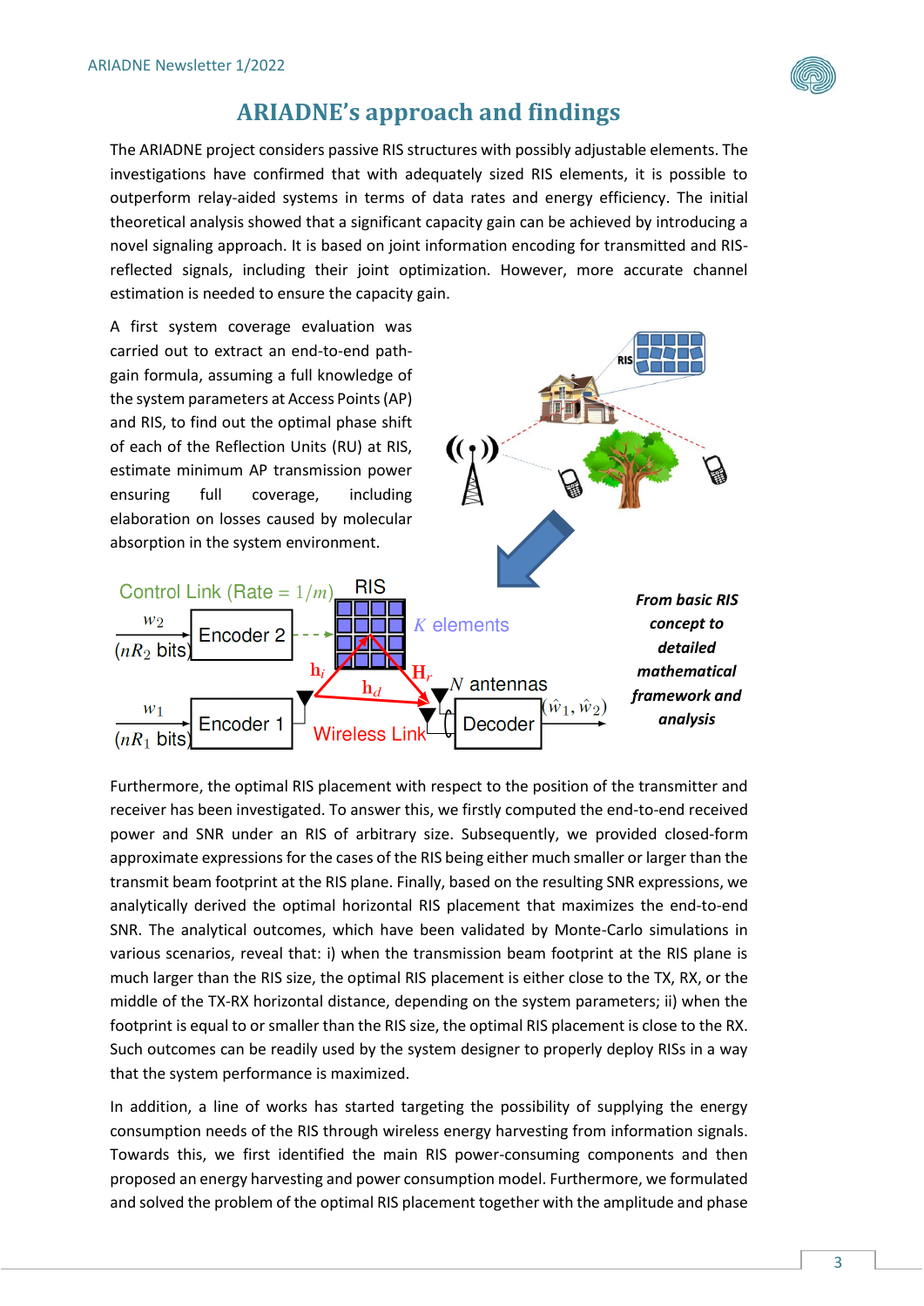# ARIADNE's approach and findings

The ARIADNE project considers passive RIS structures with possibly adjustable elements. The investigations have confirmed that with adequately sized RIS elements, it is possible to outperform relay-aided systems in terms of data rates and energy efficiency. The initial theoretical analysis showed that a significant capacity gain can be achieved by introducing a novel signaling approach. It is based on joint information encoding for transmitted and RIS-reflected signals, including their joint optimization. However, more accurate channel estimation is needed to ensure the capacity gain.

A first system coverage evaluation was carried out to extract an end-to-end path-gain formula, assuming a full knowledge of the system parameters at Access Points (AP) and RIS, to find out the optimal phase shift of each of the Reflection Units (RU) at RIS, estimate minimum AP transmission power ensuring full coverage, including elaboration on losses caused by molecular absorption in the system environment.

***From basic RIS concept to detailed mathematical framework and analysis***

Furthermore, the optimal RIS placement with respect to the position of the transmitter and receiver has been investigated. To answer this, we firstly computed the end-to-end received power and SNR under an RIS of arbitrary size. Subsequently, we provided closed-form approximate expressions for the cases of the RIS being either much smaller or larger than the transmit beam footprint at the RIS plane. Finally, based on the resulting SNR expressions, we analytically derived the optimal horizontal RIS placement that maximizes the end-to-end SNR. The analytical outcomes, which have been validated by Monte-Carlo simulations in various scenarios, reveal that: i) when the transmission beam footprint at the RIS plane is much larger than the RIS size, the optimal RIS placement is either close to the TX, RX, or the middle of the TX-RX horizontal distance, depending on the system parameters; ii) when the footprint is equal to or smaller than the RIS size, the optimal RIS placement is close to the RX. Such outcomes can be readily used by the system designer to properly deploy RISs in a way that the system performance is maximized.

In addition, a line of works has started targeting the possibility of supplying the energy consumption needs of the RIS through wireless energy harvesting from information signals. Towards this, we first identified the main RIS power-consuming components and then proposed an energy harvesting and power consumption model. Furthermore, we formulated and solved the problem of the optimal RIS placement together with the amplitude and phase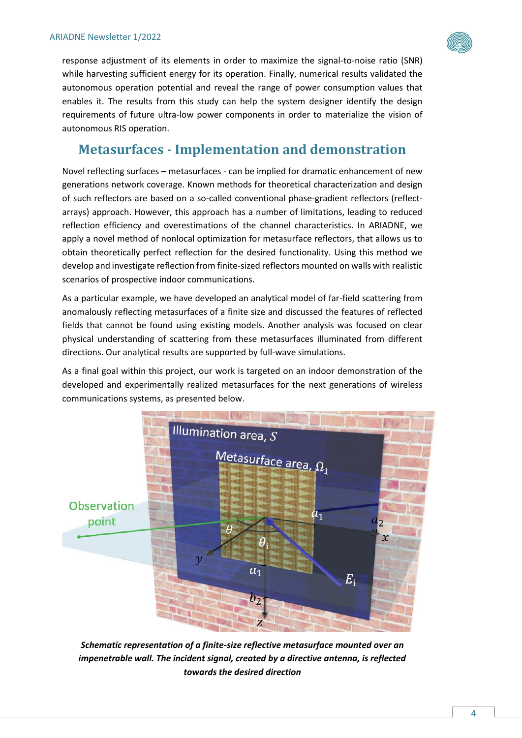response adjustment of its elements in order to maximize the signal-to-noise ratio (SNR) while harvesting sufficient energy for its operation. Finally, numerical results validated the autonomous operation potential and reveal the range of power consumption values that enables it. The results from this study can help the system designer identify the design requirements of future ultra-low power components in order to materialize the vision of autonomous RIS operation.

## Metasurfaces - Implementation and demonstration

Novel reflecting surfaces – metasurfaces - can be implied for dramatic enhancement of new generations network coverage. Known methods for theoretical characterization and design of such reflectors are based on a so-called conventional phase-gradient reflectors (reflect-arrays) approach. However, this approach has a number of limitations, leading to reduced reflection efficiency and overestimations of the channel characteristics. In ARIADNE, we apply a novel method of nonlocal optimization for metasurface reflectors, that allows us to obtain theoretically perfect reflection for the desired functionality. Using this method we develop and investigate reflection from finite-sized reflectors mounted on walls with realistic scenarios of prospective indoor communications.

As a particular example, we have developed an analytical model of far-field scattering from anomalously reflecting metasurfaces of a finite size and discussed the features of reflected fields that cannot be found using existing models. Another analysis was focused on clear physical understanding of scattering from these metasurfaces illuminated from different directions. Our analytical results are supported by full-wave simulations.

As a final goal within this project, our work is targeted on an indoor demonstration of the developed and experimentally realized metasurfaces for the next generations of wireless communications systems, as presented below.

***Schematic representation of a finite-size reflective metasurface mounted over an impenetrable wall. The incident signal, created by a directive antenna, is reflected towards the desired direction***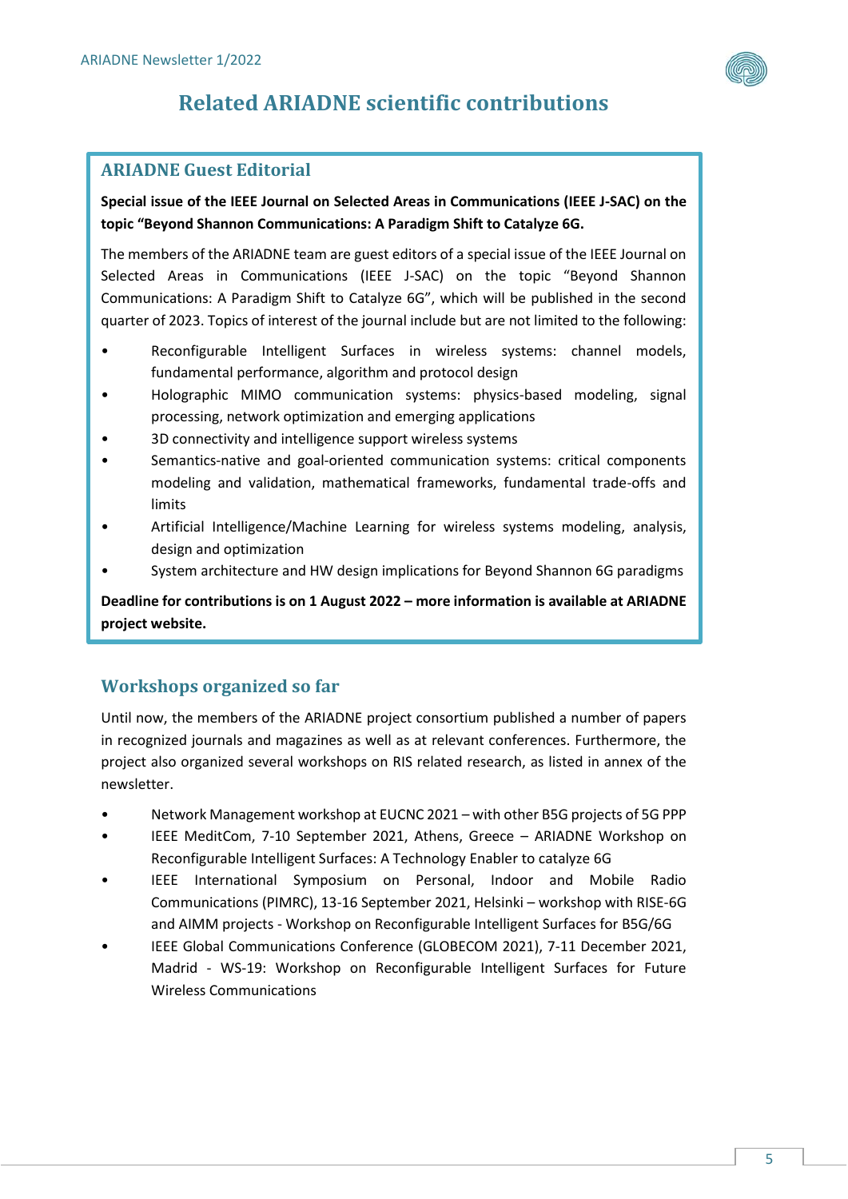# Related ARIADNE scientific contributions

## ARIADNE Guest Editorial

**Special issue of the IEEE Journal on Selected Areas in Communications (IEEE J-SAC) on the topic "Beyond Shannon Communications: A Paradigm Shift to Catalyze 6G.**

The members of the ARIADNE team are guest editors of a special issue of the IEEE Journal on Selected Areas in Communications (IEEE J-SAC) on the topic "Beyond Shannon Communications: A Paradigm Shift to Catalyze 6G", which will be published in the second quarter of 2023. Topics of interest of the journal include but are not limited to the following:

- Reconfigurable Intelligent Surfaces in wireless systems: channel models, fundamental performance, algorithm and protocol design
- Holographic MIMO communication systems: physics-based modeling, signal processing, network optimization and emerging applications
- 3D connectivity and intelligence support wireless systems
- Semantics-native and goal-oriented communication systems: critical components modeling and validation, mathematical frameworks, fundamental trade-offs and limits
- Artificial Intelligence/Machine Learning for wireless systems modeling, analysis, design and optimization
- System architecture and HW design implications for Beyond Shannon 6G paradigms

**Deadline for contributions is on 1 August 2022 – more information is available at ARIADNE project website.**

## Workshops organized so far

Until now, the members of the ARIADNE project consortium published a number of papers in recognized journals and magazines as well as at relevant conferences. Furthermore, the project also organized several workshops on RIS related research, as listed in annex of the newsletter.

- Network Management workshop at EUCNC 2021 – with other B5G projects of 5G PPP
- IEEE MeditCom, 7-10 September 2021, Athens, Greece – ARIADNE Workshop on Reconfigurable Intelligent Surfaces: A Technology Enabler to catalyze 6G
- IEEE International Symposium on Personal, Indoor and Mobile Radio Communications (PIMRC), 13-16 September 2021, Helsinki – workshop with RISE-6G and AIMM projects - Workshop on Reconfigurable Intelligent Surfaces for B5G/6G
- IEEE Global Communications Conference (GLOBECOM 2021), 7-11 December 2021, Madrid - WS-19: Workshop on Reconfigurable Intelligent Surfaces for Future Wireless Communications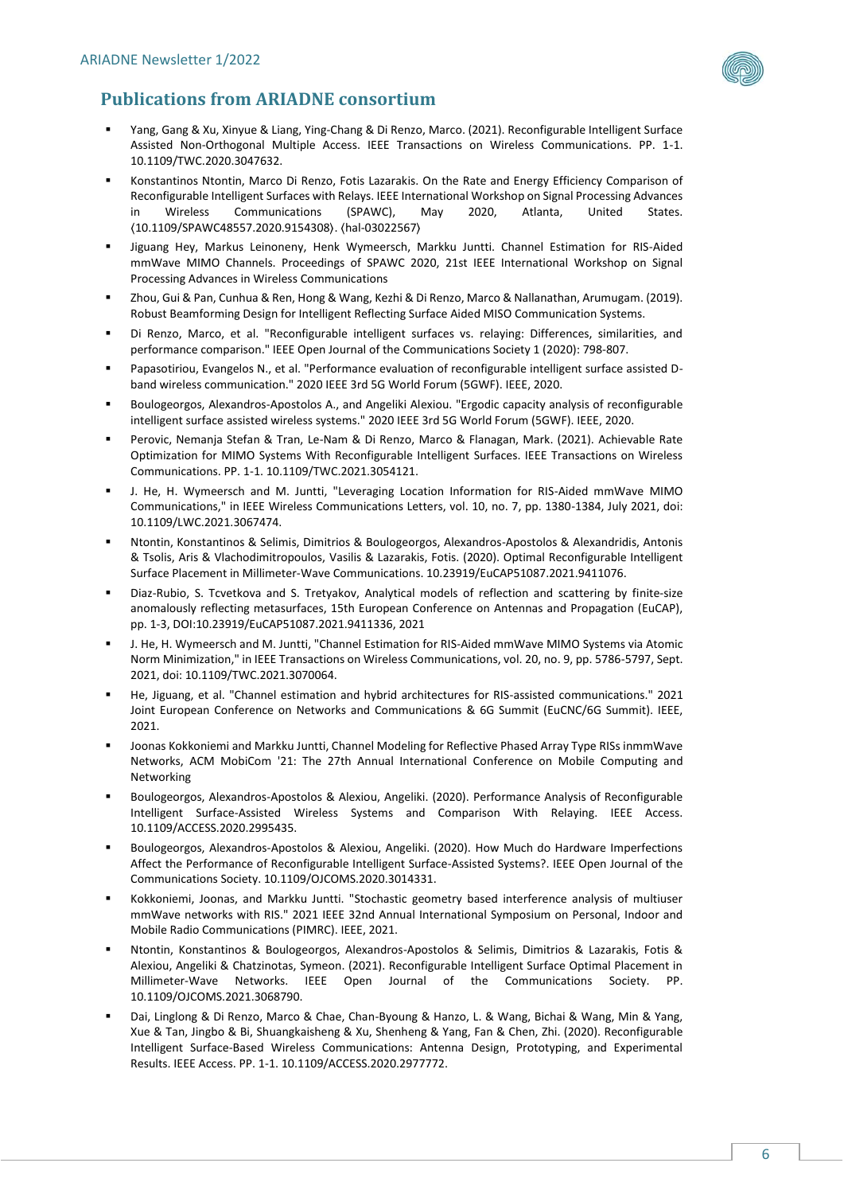## Publications from ARIADNE consortium

- Yang, Gang & Xu, Xinyue & Liang, Ying-Chang & Di Renzo, Marco. (2021). Reconfigurable Intelligent Surface Assisted Non-Orthogonal Multiple Access. IEEE Transactions on Wireless Communications. PP. 1-1. 10.1109/TWC.2020.3047632.
- Konstantinos Ntontin, Marco Di Renzo, Fotis Lazarakis. On the Rate and Energy Efficiency Comparison of Reconfigurable Intelligent Surfaces with Relays. IEEE International Workshop on Signal Processing Advances in Wireless Communications (SPAWC), May 2020, Atlanta, United States. ⟨10.1109/SPAWC48557.2020.9154308⟩. ⟨hal-03022567⟩
- Jiguang Hey, Markus Leinoneny, Henk Wymeersch, Markku Juntti. Channel Estimation for RIS-Aided mmWave MIMO Channels. Proceedings of SPAWC 2020, 21st IEEE International Workshop on Signal Processing Advances in Wireless Communications
- Zhou, Gui & Pan, Cunhua & Ren, Hong & Wang, Kezhi & Di Renzo, Marco & Nallanathan, Arumugam. (2019). Robust Beamforming Design for Intelligent Reflecting Surface Aided MISO Communication Systems.
- Di Renzo, Marco, et al. "Reconfigurable intelligent surfaces vs. relaying: Differences, similarities, and performance comparison." IEEE Open Journal of the Communications Society 1 (2020): 798-807.
- Papasotiriou, Evangelos N., et al. "Performance evaluation of reconfigurable intelligent surface assisted D-band wireless communication." 2020 IEEE 3rd 5G World Forum (5GWF). IEEE, 2020.
- Boulogeorgos, Alexandros-Apostolos A., and Angeliki Alexiou. "Ergodic capacity analysis of reconfigurable intelligent surface assisted wireless systems." 2020 IEEE 3rd 5G World Forum (5GWF). IEEE, 2020.
- Perovic, Nemanja Stefan & Tran, Le-Nam & Di Renzo, Marco & Flanagan, Mark. (2021). Achievable Rate Optimization for MIMO Systems With Reconfigurable Intelligent Surfaces. IEEE Transactions on Wireless Communications. PP. 1-1. 10.1109/TWC.2021.3054121.
- J. He, H. Wymeersch and M. Juntti, "Leveraging Location Information for RIS-Aided mmWave MIMO Communications," in IEEE Wireless Communications Letters, vol. 10, no. 7, pp. 1380-1384, July 2021, doi: 10.1109/LWC.2021.3067474.
- Ntontin, Konstantinos & Selimis, Dimitrios & Boulogeorgos, Alexandros-Apostolos & Alexandridis, Antonis & Tsolis, Aris & Vlachodimitropoulos, Vasilis & Lazarakis, Fotis. (2020). Optimal Reconfigurable Intelligent Surface Placement in Millimeter-Wave Communications. 10.23919/EuCAP51087.2021.9411076.
- Diaz-Rubio, S. Tcvetkova and S. Tretyakov, Analytical models of reflection and scattering by finite-size anomalously reflecting metasurfaces, 15th European Conference on Antennas and Propagation (EuCAP), pp. 1-3, DOI:10.23919/EuCAP51087.2021.9411336, 2021
- J. He, H. Wymeersch and M. Juntti, "Channel Estimation for RIS-Aided mmWave MIMO Systems via Atomic Norm Minimization," in IEEE Transactions on Wireless Communications, vol. 20, no. 9, pp. 5786-5797, Sept. 2021, doi: 10.1109/TWC.2021.3070064.
- He, Jiguang, et al. "Channel estimation and hybrid architectures for RIS-assisted communications." 2021 Joint European Conference on Networks and Communications & 6G Summit (EuCNC/6G Summit). IEEE, 2021.
- Joonas Kokkoniemi and Markku Juntti, Channel Modeling for Reflective Phased Array Type RISs inmmWave Networks, ACM MobiCom '21: The 27th Annual International Conference on Mobile Computing and Networking
- Boulogeorgos, Alexandros-Apostolos & Alexiou, Angeliki. (2020). Performance Analysis of Reconfigurable Intelligent Surface-Assisted Wireless Systems and Comparison With Relaying. IEEE Access. 10.1109/ACCESS.2020.2995435.
- Boulogeorgos, Alexandros-Apostolos & Alexiou, Angeliki. (2020). How Much do Hardware Imperfections Affect the Performance of Reconfigurable Intelligent Surface-Assisted Systems?. IEEE Open Journal of the Communications Society. 10.1109/OJCOMS.2020.3014331.
- Kokkoniemi, Joonas, and Markku Juntti. "Stochastic geometry based interference analysis of multiuser mmWave networks with RIS." 2021 IEEE 32nd Annual International Symposium on Personal, Indoor and Mobile Radio Communications (PIMRC). IEEE, 2021.
- Ntontin, Konstantinos & Boulogeorgos, Alexandros-Apostolos & Selimis, Dimitrios & Lazarakis, Fotis & Alexiou, Angeliki & Chatzinotas, Symeon. (2021). Reconfigurable Intelligent Surface Optimal Placement in Millimeter-Wave Networks. IEEE Open Journal of the Communications Society. PP. 10.1109/OJCOMS.2021.3068790.
- Dai, Linglong & Di Renzo, Marco & Chae, Chan-Byoung & Hanzo, L. & Wang, Bichai & Wang, Min & Yang, Xue & Tan, Jingbo & Bi, Shuangkaisheng & Xu, Shenheng & Yang, Fan & Chen, Zhi. (2020). Reconfigurable Intelligent Surface-Based Wireless Communications: Antenna Design, Prototyping, and Experimental Results. IEEE Access. PP. 1-1. 10.1109/ACCESS.2020.2977772.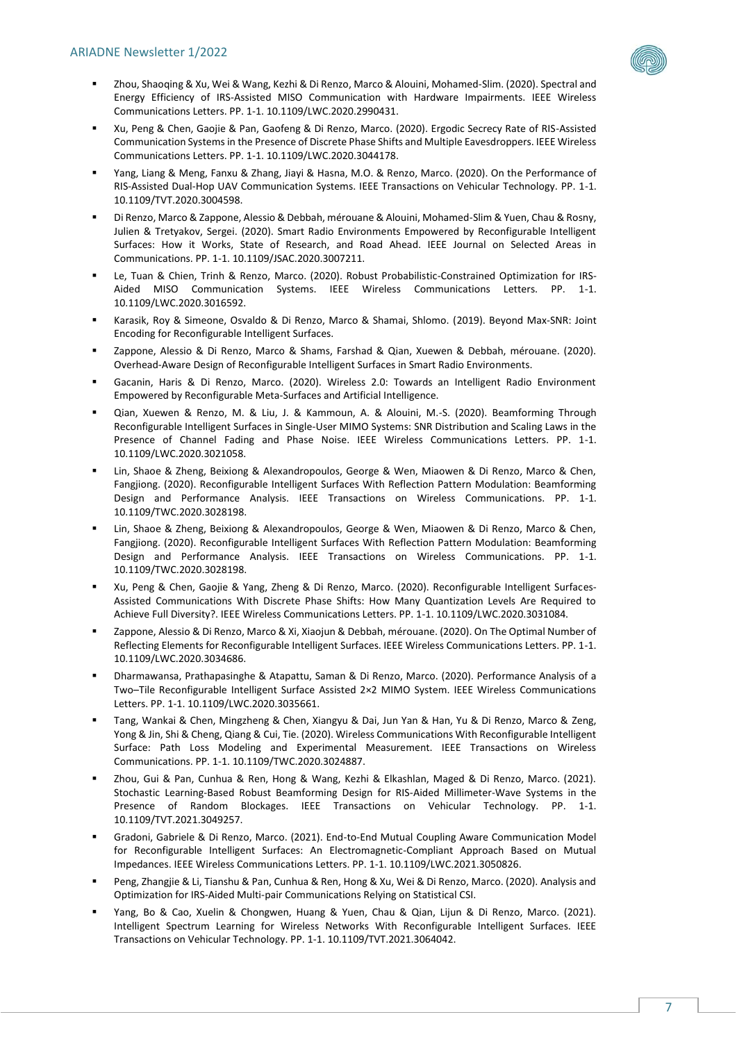- Zhou, Shaoqing & Xu, Wei & Wang, Kezhi & Di Renzo, Marco & Alouini, Mohamed-Slim. (2020). Spectral and Energy Efficiency of IRS-Assisted MISO Communication with Hardware Impairments. IEEE Wireless Communications Letters. PP. 1-1. 10.1109/LWC.2020.2990431.
- Xu, Peng & Chen, Gaojie & Pan, Gaofeng & Di Renzo, Marco. (2020). Ergodic Secrecy Rate of RIS-Assisted Communication Systems in the Presence of Discrete Phase Shifts and Multiple Eavesdroppers. IEEE Wireless Communications Letters. PP. 1-1. 10.1109/LWC.2020.3044178.
- Yang, Liang & Meng, Fanxu & Zhang, Jiayi & Hasna, M.O. & Renzo, Marco. (2020). On the Performance of RIS-Assisted Dual-Hop UAV Communication Systems. IEEE Transactions on Vehicular Technology. PP. 1-1. 10.1109/TVT.2020.3004598.
- Di Renzo, Marco & Zappone, Alessio & Debbah, mérouane & Alouini, Mohamed-Slim & Yuen, Chau & Rosny, Julien & Tretyakov, Sergei. (2020). Smart Radio Environments Empowered by Reconfigurable Intelligent Surfaces: How it Works, State of Research, and Road Ahead. IEEE Journal on Selected Areas in Communications. PP. 1-1. 10.1109/JSAC.2020.3007211.
- Le, Tuan & Chien, Trinh & Renzo, Marco. (2020). Robust Probabilistic-Constrained Optimization for IRS-Aided MISO Communication Systems. IEEE Wireless Communications Letters. PP. 1-1. 10.1109/LWC.2020.3016592.
- Karasik, Roy & Simeone, Osvaldo & Di Renzo, Marco & Shamai, Shlomo. (2019). Beyond Max-SNR: Joint Encoding for Reconfigurable Intelligent Surfaces.
- Zappone, Alessio & Di Renzo, Marco & Shams, Farshad & Qian, Xuewen & Debbah, mérouane. (2020). Overhead-Aware Design of Reconfigurable Intelligent Surfaces in Smart Radio Environments.
- Gacanin, Haris & Di Renzo, Marco. (2020). Wireless 2.0: Towards an Intelligent Radio Environment Empowered by Reconfigurable Meta-Surfaces and Artificial Intelligence.
- Qian, Xuewen & Renzo, M. & Liu, J. & Kammoun, A. & Alouini, M.-S. (2020). Beamforming Through Reconfigurable Intelligent Surfaces in Single-User MIMO Systems: SNR Distribution and Scaling Laws in the Presence of Channel Fading and Phase Noise. IEEE Wireless Communications Letters. PP. 1-1. 10.1109/LWC.2020.3021058.
- Lin, Shaoe & Zheng, Beixiong & Alexandropoulos, George & Wen, Miaowen & Di Renzo, Marco & Chen, Fangjiong. (2020). Reconfigurable Intelligent Surfaces With Reflection Pattern Modulation: Beamforming Design and Performance Analysis. IEEE Transactions on Wireless Communications. PP. 1-1. 10.1109/TWC.2020.3028198.
- Lin, Shaoe & Zheng, Beixiong & Alexandropoulos, George & Wen, Miaowen & Di Renzo, Marco & Chen, Fangjiong. (2020). Reconfigurable Intelligent Surfaces With Reflection Pattern Modulation: Beamforming Design and Performance Analysis. IEEE Transactions on Wireless Communications. PP. 1-1. 10.1109/TWC.2020.3028198.
- Xu, Peng & Chen, Gaojie & Yang, Zheng & Di Renzo, Marco. (2020). Reconfigurable Intelligent Surfaces-Assisted Communications With Discrete Phase Shifts: How Many Quantization Levels Are Required to Achieve Full Diversity?. IEEE Wireless Communications Letters. PP. 1-1. 10.1109/LWC.2020.3031084.
- Zappone, Alessio & Di Renzo, Marco & Xi, Xiaojun & Debbah, mérouane. (2020). On The Optimal Number of Reflecting Elements for Reconfigurable Intelligent Surfaces. IEEE Wireless Communications Letters. PP. 1-1. 10.1109/LWC.2020.3034686.
- Dharmawansa, Prathapasinghe & Atapattu, Saman & Di Renzo, Marco. (2020). Performance Analysis of a Two–Tile Reconfigurable Intelligent Surface Assisted 2×2 MIMO System. IEEE Wireless Communications Letters. PP. 1-1. 10.1109/LWC.2020.3035661.
- Tang, Wankai & Chen, Mingzheng & Chen, Xiangyu & Dai, Jun Yan & Han, Yu & Di Renzo, Marco & Zeng, Yong & Jin, Shi & Cheng, Qiang & Cui, Tie. (2020). Wireless Communications With Reconfigurable Intelligent Surface: Path Loss Modeling and Experimental Measurement. IEEE Transactions on Wireless Communications. PP. 1-1. 10.1109/TWC.2020.3024887.
- Zhou, Gui & Pan, Cunhua & Ren, Hong & Wang, Kezhi & Elkashlan, Maged & Di Renzo, Marco. (2021). Stochastic Learning-Based Robust Beamforming Design for RIS-Aided Millimeter-Wave Systems in the Presence of Random Blockages. IEEE Transactions on Vehicular Technology. PP. 1-1. 10.1109/TVT.2021.3049257.
- Gradoni, Gabriele & Di Renzo, Marco. (2021). End-to-End Mutual Coupling Aware Communication Model for Reconfigurable Intelligent Surfaces: An Electromagnetic-Compliant Approach Based on Mutual Impedances. IEEE Wireless Communications Letters. PP. 1-1. 10.1109/LWC.2021.3050826.
- Peng, Zhangjie & Li, Tianshu & Pan, Cunhua & Ren, Hong & Xu, Wei & Di Renzo, Marco. (2020). Analysis and Optimization for IRS-Aided Multi-pair Communications Relying on Statistical CSI.
- Yang, Bo & Cao, Xuelin & Chongwen, Huang & Yuen, Chau & Qian, Lijun & Di Renzo, Marco. (2021). Intelligent Spectrum Learning for Wireless Networks With Reconfigurable Intelligent Surfaces. IEEE Transactions on Vehicular Technology. PP. 1-1. 10.1109/TVT.2021.3064042.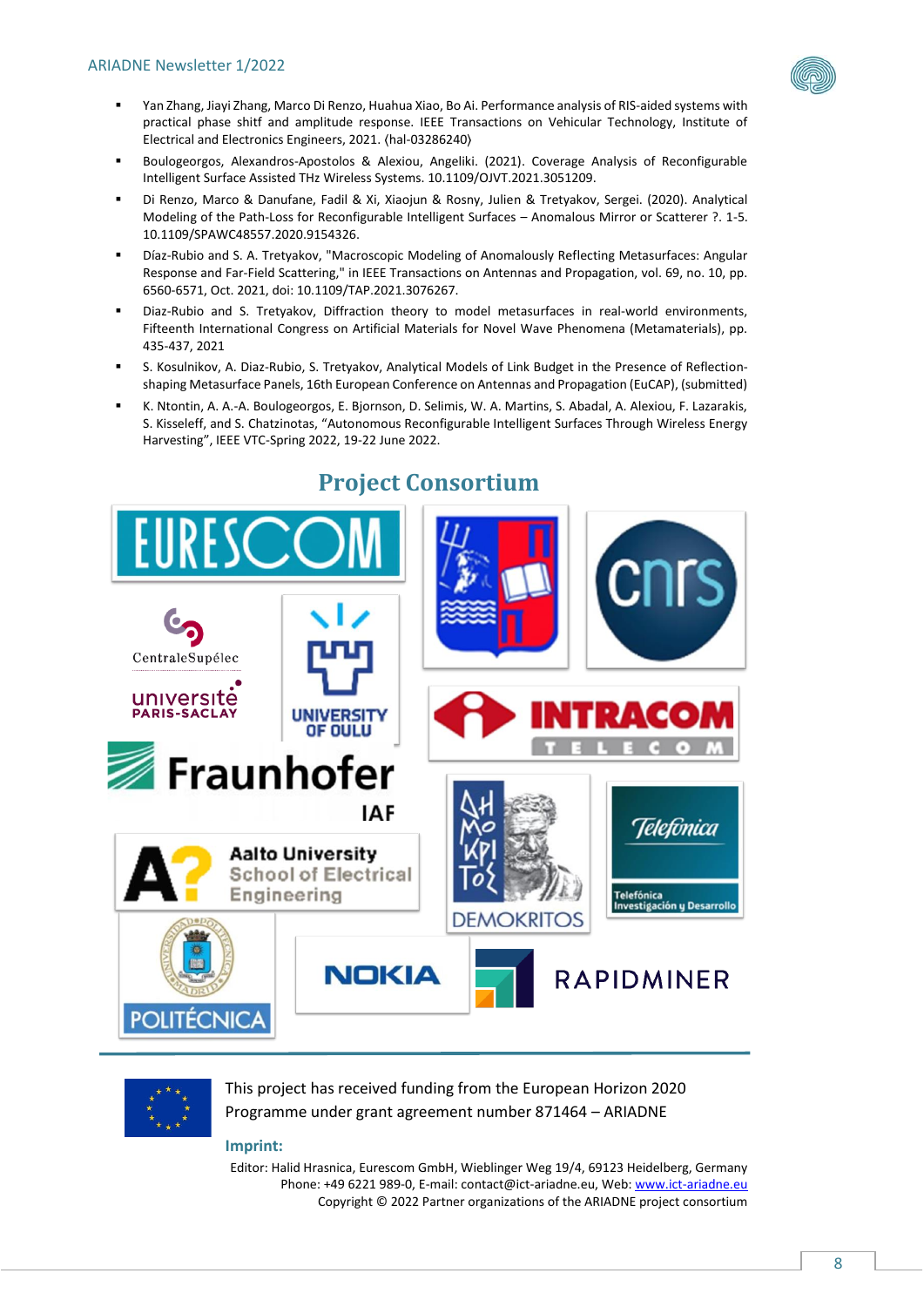- Yan Zhang, Jiayi Zhang, Marco Di Renzo, Huahua Xiao, Bo Ai. Performance analysis of RIS-aided systems with practical phase shitf and amplitude response. IEEE Transactions on Vehicular Technology, Institute of Electrical and Electronics Engineers, 2021. (hal-03286240)
- Boulogeorgos, Alexandros-Apostolos & Alexiou, Angeliki. (2021). Coverage Analysis of Reconfigurable Intelligent Surface Assisted THz Wireless Systems. 10.1109/OJVT.2021.3051209.
- Di Renzo, Marco & Danufane, Fadil & Xi, Xiaojun & Rosny, Julien & Tretyakov, Sergei. (2020). Analytical Modeling of the Path-Loss for Reconfigurable Intelligent Surfaces – Anomalous Mirror or Scatterer ?. 1-5. 10.1109/SPAWC48557.2020.9154326.
- Díaz-Rubio and S. A. Tretyakov, "Macroscopic Modeling of Anomalously Reflecting Metasurfaces: Angular Response and Far-Field Scattering," in IEEE Transactions on Antennas and Propagation, vol. 69, no. 10, pp. 6560-6571, Oct. 2021, doi: 10.1109/TAP.2021.3076267.
- Diaz-Rubio and S. Tretyakov, Diffraction theory to model metasurfaces in real-world environments, Fifteenth International Congress on Artificial Materials for Novel Wave Phenomena (Metamaterials), pp. 435-437, 2021
- S. Kosulnikov, A. Diaz-Rubio, S. Tretyakov, Analytical Models of Link Budget in the Presence of Reflection-shaping Metasurface Panels, 16th European Conference on Antennas and Propagation (EuCAP), (submitted)
- K. Ntontin, A. A.-A. Boulogeorgos, E. Bjornson, D. Selimis, W. A. Martins, S. Abadal, A. Alexiou, F. Lazarakis, S. Kisseleff, and S. Chatzinotas, "Autonomous Reconfigurable Intelligent Surfaces Through Wireless Energy Harvesting", IEEE VTC-Spring 2022, 19-22 June 2022.

## Project Consortium

EURESCOM, CentraleSupélec, université PARIS-SACLAY, UNIVERSITY OF OULU, cnrs, INTRACOM TELECOM, Fraunhofer IAF, Aalto University School of Electrical Engineering, DEMOKRITOS, Telefónica Telefónica Investigación y Desarrollo, POLITÉCNICA, NOKIA, RAPIDMINER

This project has received funding from the European Horizon 2020 Programme under grant agreement number 871464 – ARIADNE

**Imprint:**

Editor: Halid Hrasnica, Eurescom GmbH, Wieblinger Weg 19/4, 69123 Heidelberg, Germany
Phone: +49 6221 989-0, E-mail: contact@ict-ariadne.eu, Web: www.ict-ariadne.eu
Copyright © 2022 Partner organizations of the ARIADNE project consortium